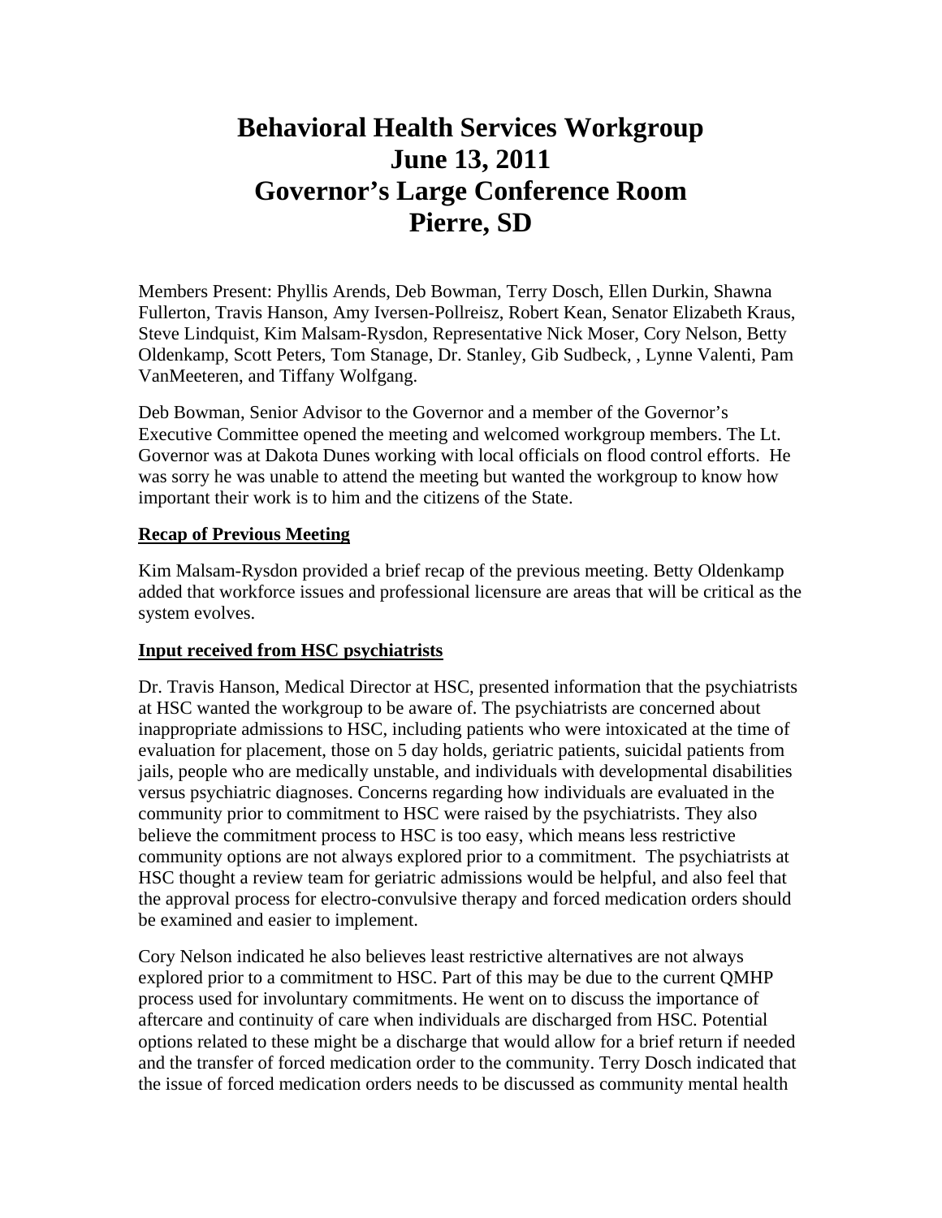# Behavioral Health Services Workgroup
# June 13, 2011
# Governor's Large Conference Room
# Pierre, SD

Members Present: Phyllis Arends, Deb Bowman, Terry Dosch, Ellen Durkin, Shawna Fullerton, Travis Hanson, Amy Iversen-Pollreisz, Robert Kean, Senator Elizabeth Kraus, Steve Lindquist, Kim Malsam-Rysdon, Representative Nick Moser, Cory Nelson, Betty Oldenkamp, Scott Peters, Tom Stanage, Dr. Stanley, Gib Sudbeck, , Lynne Valenti, Pam VanMeeteren, and Tiffany Wolfgang.

Deb Bowman, Senior Advisor to the Governor and a member of the Governor's Executive Committee opened the meeting and welcomed workgroup members. The Lt. Governor was at Dakota Dunes working with local officials on flood control efforts. He was sorry he was unable to attend the meeting but wanted the workgroup to know how important their work is to him and the citizens of the State.

**Recap of Previous Meeting**

Kim Malsam-Rysdon provided a brief recap of the previous meeting. Betty Oldenkamp added that workforce issues and professional licensure are areas that will be critical as the system evolves.

**Input received from HSC psychiatrists**

Dr. Travis Hanson, Medical Director at HSC, presented information that the psychiatrists at HSC wanted the workgroup to be aware of. The psychiatrists are concerned about inappropriate admissions to HSC, including patients who were intoxicated at the time of evaluation for placement, those on 5 day holds, geriatric patients, suicidal patients from jails, people who are medically unstable, and individuals with developmental disabilities versus psychiatric diagnoses. Concerns regarding how individuals are evaluated in the community prior to commitment to HSC were raised by the psychiatrists. They also believe the commitment process to HSC is too easy, which means less restrictive community options are not always explored prior to a commitment. The psychiatrists at HSC thought a review team for geriatric admissions would be helpful, and also feel that the approval process for electro-convulsive therapy and forced medication orders should be examined and easier to implement.

Cory Nelson indicated he also believes least restrictive alternatives are not always explored prior to a commitment to HSC. Part of this may be due to the current QMHP process used for involuntary commitments. He went on to discuss the importance of aftercare and continuity of care when individuals are discharged from HSC. Potential options related to these might be a discharge that would allow for a brief return if needed and the transfer of forced medication order to the community. Terry Dosch indicated that the issue of forced medication orders needs to be discussed as community mental health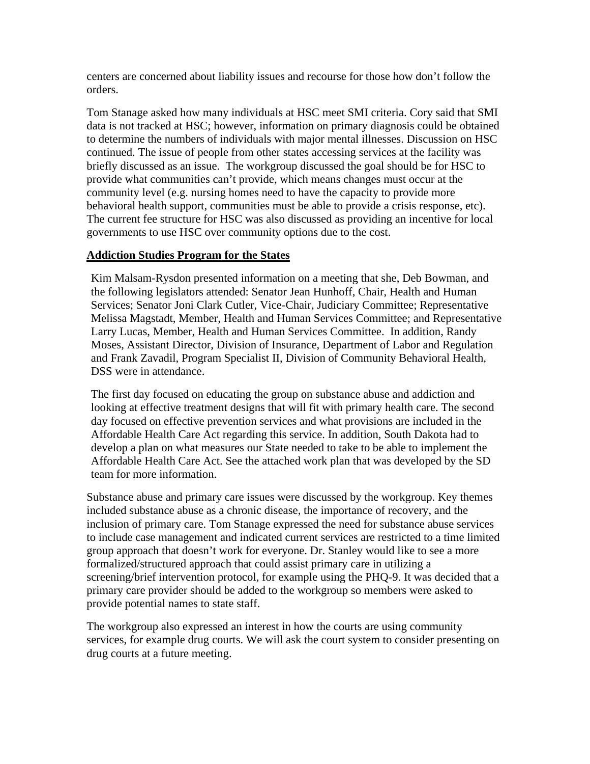centers are concerned about liability issues and recourse for those how don't follow the orders.

Tom Stanage asked how many individuals at HSC meet SMI criteria. Cory said that SMI data is not tracked at HSC; however, information on primary diagnosis could be obtained to determine the numbers of individuals with major mental illnesses. Discussion on HSC continued. The issue of people from other states accessing services at the facility was briefly discussed as an issue. The workgroup discussed the goal should be for HSC to provide what communities can't provide, which means changes must occur at the community level (e.g. nursing homes need to have the capacity to provide more behavioral health support, communities must be able to provide a crisis response, etc). The current fee structure for HSC was also discussed as providing an incentive for local governments to use HSC over community options due to the cost.

**Addiction Studies Program for the States**

Kim Malsam-Rysdon presented information on a meeting that she, Deb Bowman, and the following legislators attended: Senator Jean Hunhoff, Chair, Health and Human Services; Senator Joni Clark Cutler, Vice-Chair, Judiciary Committee; Representative Melissa Magstadt, Member, Health and Human Services Committee; and Representative Larry Lucas, Member, Health and Human Services Committee. In addition, Randy Moses, Assistant Director, Division of Insurance, Department of Labor and Regulation and Frank Zavadil, Program Specialist II, Division of Community Behavioral Health, DSS were in attendance.

The first day focused on educating the group on substance abuse and addiction and looking at effective treatment designs that will fit with primary health care. The second day focused on effective prevention services and what provisions are included in the Affordable Health Care Act regarding this service. In addition, South Dakota had to develop a plan on what measures our State needed to take to be able to implement the Affordable Health Care Act. See the attached work plan that was developed by the SD team for more information.

Substance abuse and primary care issues were discussed by the workgroup. Key themes included substance abuse as a chronic disease, the importance of recovery, and the inclusion of primary care. Tom Stanage expressed the need for substance abuse services to include case management and indicated current services are restricted to a time limited group approach that doesn't work for everyone. Dr. Stanley would like to see a more formalized/structured approach that could assist primary care in utilizing a screening/brief intervention protocol, for example using the PHQ-9. It was decided that a primary care provider should be added to the workgroup so members were asked to provide potential names to state staff.

The workgroup also expressed an interest in how the courts are using community services, for example drug courts. We will ask the court system to consider presenting on drug courts at a future meeting.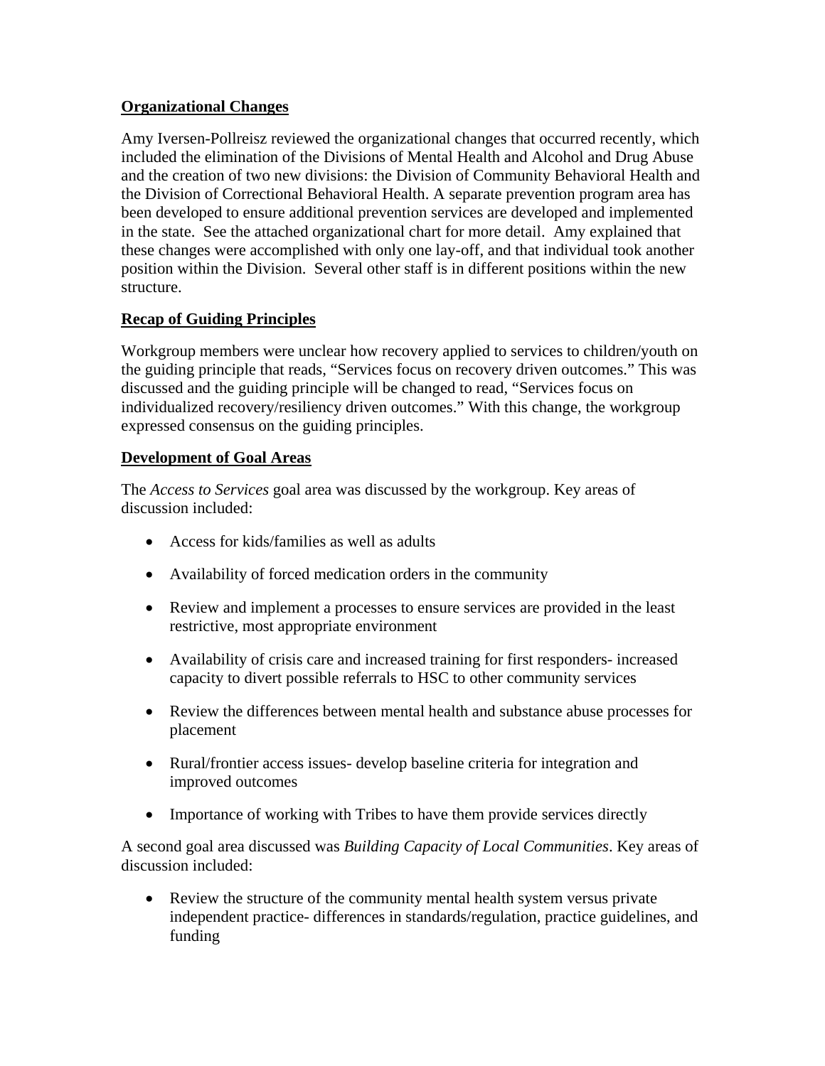**Organizational Changes**

Amy Iversen-Pollreisz reviewed the organizational changes that occurred recently, which included the elimination of the Divisions of Mental Health and Alcohol and Drug Abuse and the creation of two new divisions: the Division of Community Behavioral Health and the Division of Correctional Behavioral Health. A separate prevention program area has been developed to ensure additional prevention services are developed and implemented in the state. See the attached organizational chart for more detail. Amy explained that these changes were accomplished with only one lay-off, and that individual took another position within the Division. Several other staff is in different positions within the new structure.

**Recap of Guiding Principles**

Workgroup members were unclear how recovery applied to services to children/youth on the guiding principle that reads, "Services focus on recovery driven outcomes." This was discussed and the guiding principle will be changed to read, "Services focus on individualized recovery/resiliency driven outcomes." With this change, the workgroup expressed consensus on the guiding principles.

**Development of Goal Areas**

The *Access to Services* goal area was discussed by the workgroup. Key areas of discussion included:

- Access for kids/families as well as adults
- Availability of forced medication orders in the community
- Review and implement a processes to ensure services are provided in the least restrictive, most appropriate environment
- Availability of crisis care and increased training for first responders- increased capacity to divert possible referrals to HSC to other community services
- Review the differences between mental health and substance abuse processes for placement
- Rural/frontier access issues- develop baseline criteria for integration and improved outcomes
- Importance of working with Tribes to have them provide services directly

A second goal area discussed was *Building Capacity of Local Communities*. Key areas of discussion included:

- Review the structure of the community mental health system versus private independent practice- differences in standards/regulation, practice guidelines, and funding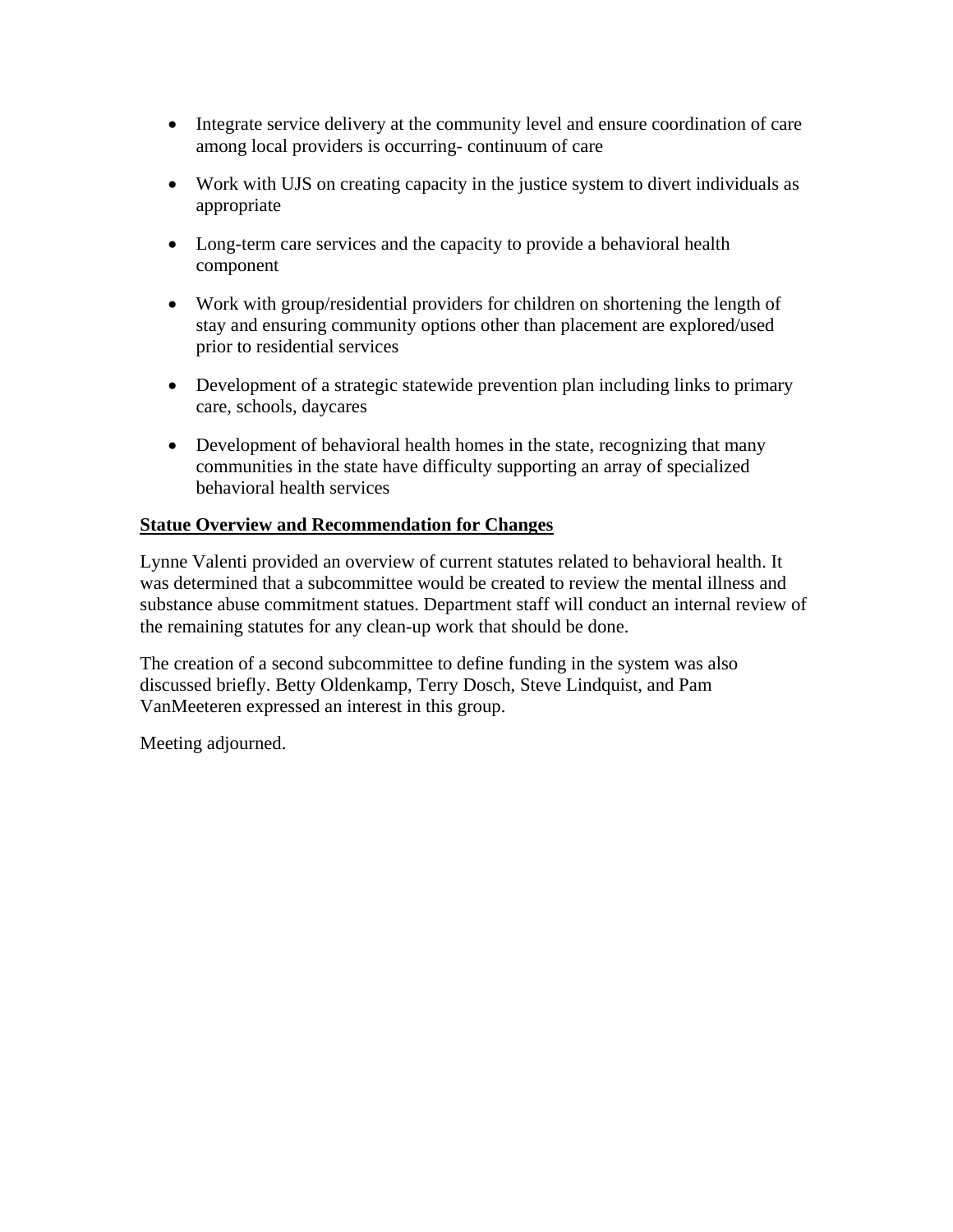- Integrate service delivery at the community level and ensure coordination of care among local providers is occurring- continuum of care
- Work with UJS on creating capacity in the justice system to divert individuals as appropriate
- Long-term care services and the capacity to provide a behavioral health component
- Work with group/residential providers for children on shortening the length of stay and ensuring community options other than placement are explored/used prior to residential services
- Development of a strategic statewide prevention plan including links to primary care, schools, daycares
- Development of behavioral health homes in the state, recognizing that many communities in the state have difficulty supporting an array of specialized behavioral health services

**Statue Overview and Recommendation for Changes**

Lynne Valenti provided an overview of current statutes related to behavioral health. It was determined that a subcommittee would be created to review the mental illness and substance abuse commitment statues. Department staff will conduct an internal review of the remaining statutes for any clean-up work that should be done.

The creation of a second subcommittee to define funding in the system was also discussed briefly. Betty Oldenkamp, Terry Dosch, Steve Lindquist, and Pam VanMeeteren expressed an interest in this group.

Meeting adjourned.